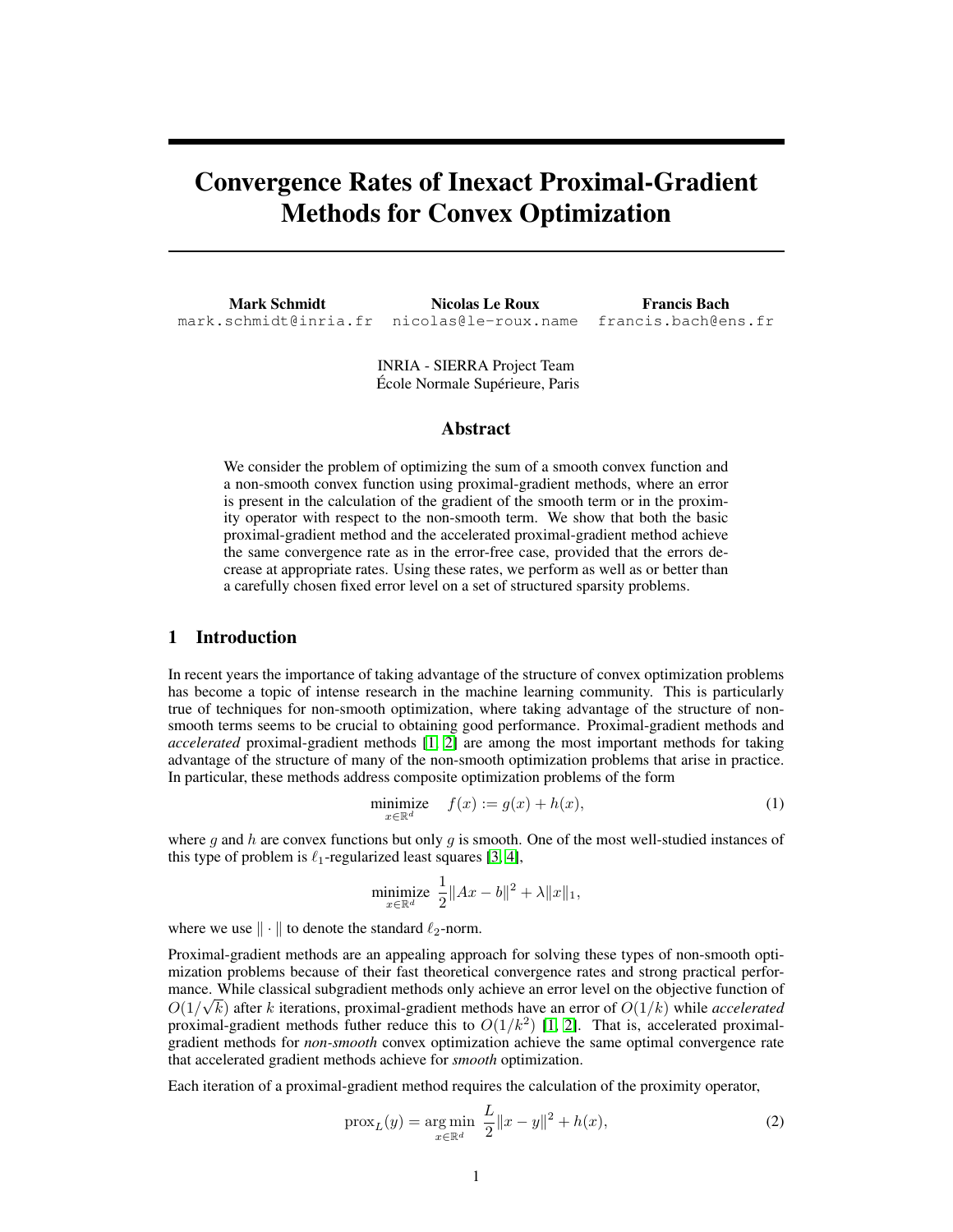# Convergence Rates of Inexact Proximal-Gradient Methods for Convex Optimization

**Mark Schmidt** mark.schmidt@inria.fr
**Nicolas Le Roux** nicolas@le-roux.name
**Francis Bach** francis.bach@ens.fr

INRIA - SIERRA Project Team
École Normale Supérieure, Paris

## Abstract

We consider the problem of optimizing the sum of a smooth convex function and a non-smooth convex function using proximal-gradient methods, where an error is present in the calculation of the gradient of the smooth term or in the proximity operator with respect to the non-smooth term. We show that both the basic proximal-gradient method and the accelerated proximal-gradient method achieve the same convergence rate as in the error-free case, provided that the errors decrease at appropriate rates. Using these rates, we perform as well as or better than a carefully chosen fixed error level on a set of structured sparsity problems.

## 1 Introduction

In recent years the importance of taking advantage of the structure of convex optimization problems has become a topic of intense research in the machine learning community. This is particularly true of techniques for non-smooth optimization, where taking advantage of the structure of non-smooth terms seems to be crucial to obtaining good performance. Proximal-gradient methods and *accelerated* proximal-gradient methods [1, 2] are among the most important methods for taking advantage of the structure of many of the non-smooth optimization problems that arise in practice. In particular, these methods address composite optimization problems of the form

$$\underset{x \in \mathbb{R}^d}{\text{minimize}} \quad f(x) := g(x) + h(x), \tag{1}$$

where $g$ and $h$ are convex functions but only $g$ is smooth. One of the most well-studied instances of this type of problem is $\ell_1$-regularized least squares [3, 4],

$$\underset{x \in \mathbb{R}^d}{\text{minimize}} \ \frac{1}{2}\|Ax - b\|^2 + \lambda \|x\|_1,$$

where we use $\|\cdot\|$ to denote the standard $\ell_2$-norm.

Proximal-gradient methods are an appealing approach for solving these types of non-smooth optimization problems because of their fast theoretical convergence rates and strong practical performance. While classical subgradient methods only achieve an error level on the objective function of $O(1/\sqrt{k})$ after $k$ iterations, proximal-gradient methods have an error of $O(1/k)$ while *accelerated* proximal-gradient methods futher reduce this to $O(1/k^2)$ [1, 2]. That is, accelerated proximal-gradient methods for *non-smooth* convex optimization achieve the same optimal convergence rate that accelerated gradient methods achieve for *smooth* optimization.

Each iteration of a proximal-gradient method requires the calculation of the proximity operator,

$$\text{prox}_L(y) = \underset{x \in \mathbb{R}^d}{\arg\min} \ \frac{L}{2}\|x - y\|^2 + h(x), \tag{2}$$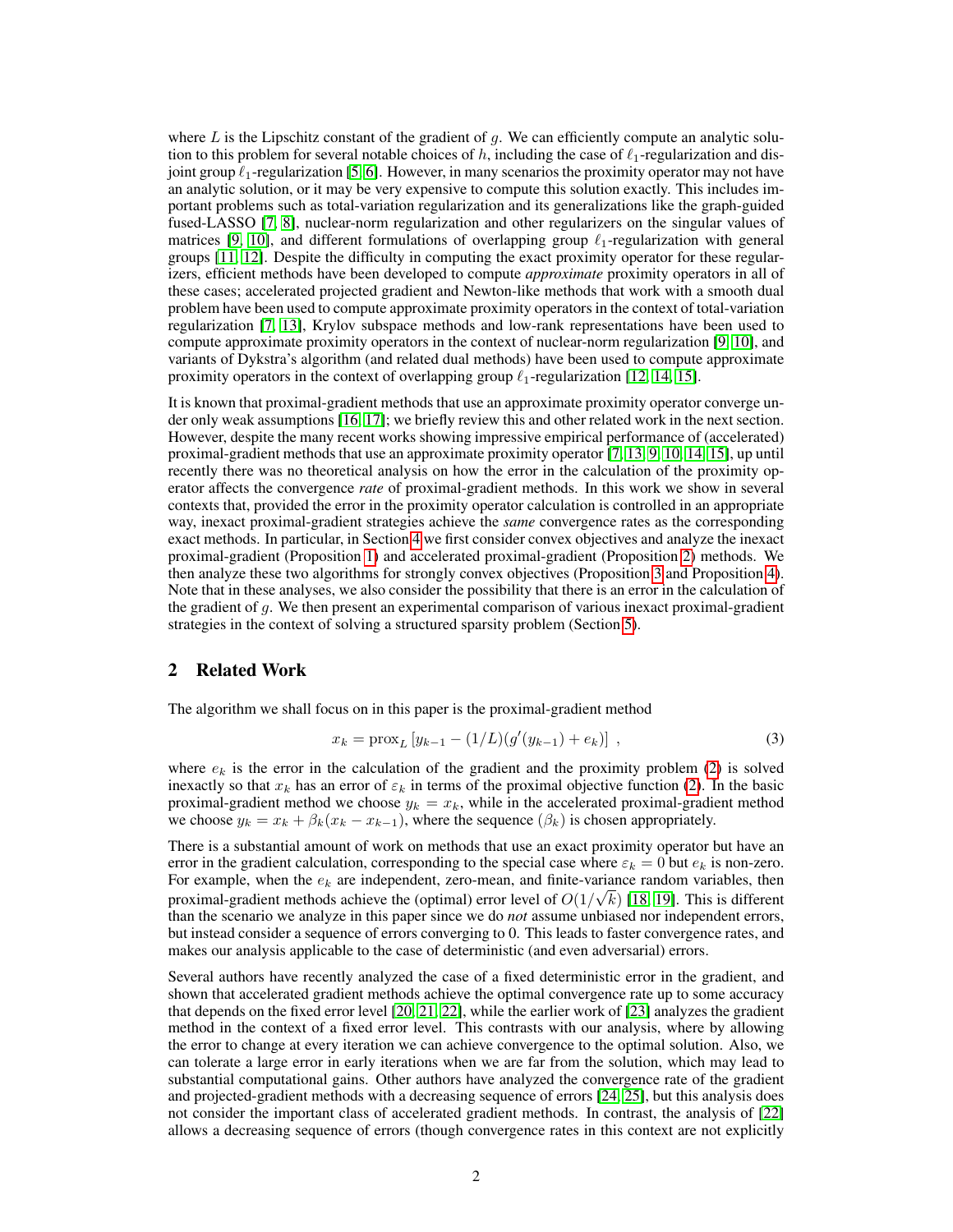where $L$ is the Lipschitz constant of the gradient of $g$. We can efficiently compute an analytic solution to this problem for several notable choices of $h$, including the case of $\ell_1$-regularization and disjoint group $\ell_1$-regularization [5, 6]. However, in many scenarios the proximity operator may not have an analytic solution, or it may be very expensive to compute this solution exactly. This includes important problems such as total-variation regularization and its generalizations like the graph-guided fused-LASSO [7, 8], nuclear-norm regularization and other regularizers on the singular values of matrices [9, 10], and different formulations of overlapping group $\ell_1$-regularization with general groups [11, 12]. Despite the difficulty in computing the exact proximity operator for these regularizers, efficient methods have been developed to compute *approximate* proximity operators in all of these cases; accelerated projected gradient and Newton-like methods that work with a smooth dual problem have been used to compute approximate proximity operators in the context of total-variation regularization [7, 13], Krylov subspace methods and low-rank representations have been used to compute approximate proximity operators in the context of nuclear-norm regularization [9, 10], and variants of Dykstra's algorithm (and related dual methods) have been used to compute approximate proximity operators in the context of overlapping group $\ell_1$-regularization [12, 14, 15].

It is known that proximal-gradient methods that use an approximate proximity operator converge under only weak assumptions [16, 17]; we briefly review this and other related work in the next section. However, despite the many recent works showing impressive empirical performance of (accelerated) proximal-gradient methods that use an approximate proximity operator [7, 13, 9, 10, 14, 15], up until recently there was no theoretical analysis on how the error in the calculation of the proximity operator affects the convergence *rate* of proximal-gradient methods. In this work we show in several contexts that, provided the error in the proximity operator calculation is controlled in an appropriate way, inexact proximal-gradient strategies achieve the *same* convergence rates as the corresponding exact methods. In particular, in Section 4 we first consider convex objectives and analyze the inexact proximal-gradient (Proposition 1) and accelerated proximal-gradient (Proposition 2) methods. We then analyze these two algorithms for strongly convex objectives (Proposition 3 and Proposition 4). Note that in these analyses, we also consider the possibility that there is an error in the calculation of the gradient of $g$. We then present an experimental comparison of various inexact proximal-gradient strategies in the context of solving a structured sparsity problem (Section 5).

## 2 Related Work

The algorithm we shall focus on in this paper is the proximal-gradient method

$$x_k = \text{prox}_L \left[ y_{k-1} - (1/L)(g'(y_{k-1}) + e_k) \right] , \tag{3}$$

where $e_k$ is the error in the calculation of the gradient and the proximity problem (2) is solved inexactly so that $x_k$ has an error of $\varepsilon_k$ in terms of the proximal objective function (2). In the basic proximal-gradient method we choose $y_k = x_k$, while in the accelerated proximal-gradient method we choose $y_k = x_k + \beta_k(x_k - x_{k-1})$, where the sequence $(\beta_k)$ is chosen appropriately.

There is a substantial amount of work on methods that use an exact proximity operator but have an error in the gradient calculation, corresponding to the special case where $\varepsilon_k = 0$ but $e_k$ is non-zero. For example, when the $e_k$ are independent, zero-mean, and finite-variance random variables, then proximal-gradient methods achieve the (optimal) error level of $O(1/\sqrt{k})$ [18, 19]. This is different than the scenario we analyze in this paper since we do *not* assume unbiased nor independent errors, but instead consider a sequence of errors converging to 0. This leads to faster convergence rates, and makes our analysis applicable to the case of deterministic (and even adversarial) errors.

Several authors have recently analyzed the case of a fixed deterministic error in the gradient, and shown that accelerated gradient methods achieve the optimal convergence rate up to some accuracy that depends on the fixed error level [20, 21, 22], while the earlier work of [23] analyzes the gradient method in the context of a fixed error level. This contrasts with our analysis, where by allowing the error to change at every iteration we can achieve convergence to the optimal solution. Also, we can tolerate a large error in early iterations when we are far from the solution, which may lead to substantial computational gains. Other authors have analyzed the convergence rate of the gradient and projected-gradient methods with a decreasing sequence of errors [24, 25], but this analysis does not consider the important class of accelerated gradient methods. In contrast, the analysis of [22] allows a decreasing sequence of errors (though convergence rates in this context are not explicitly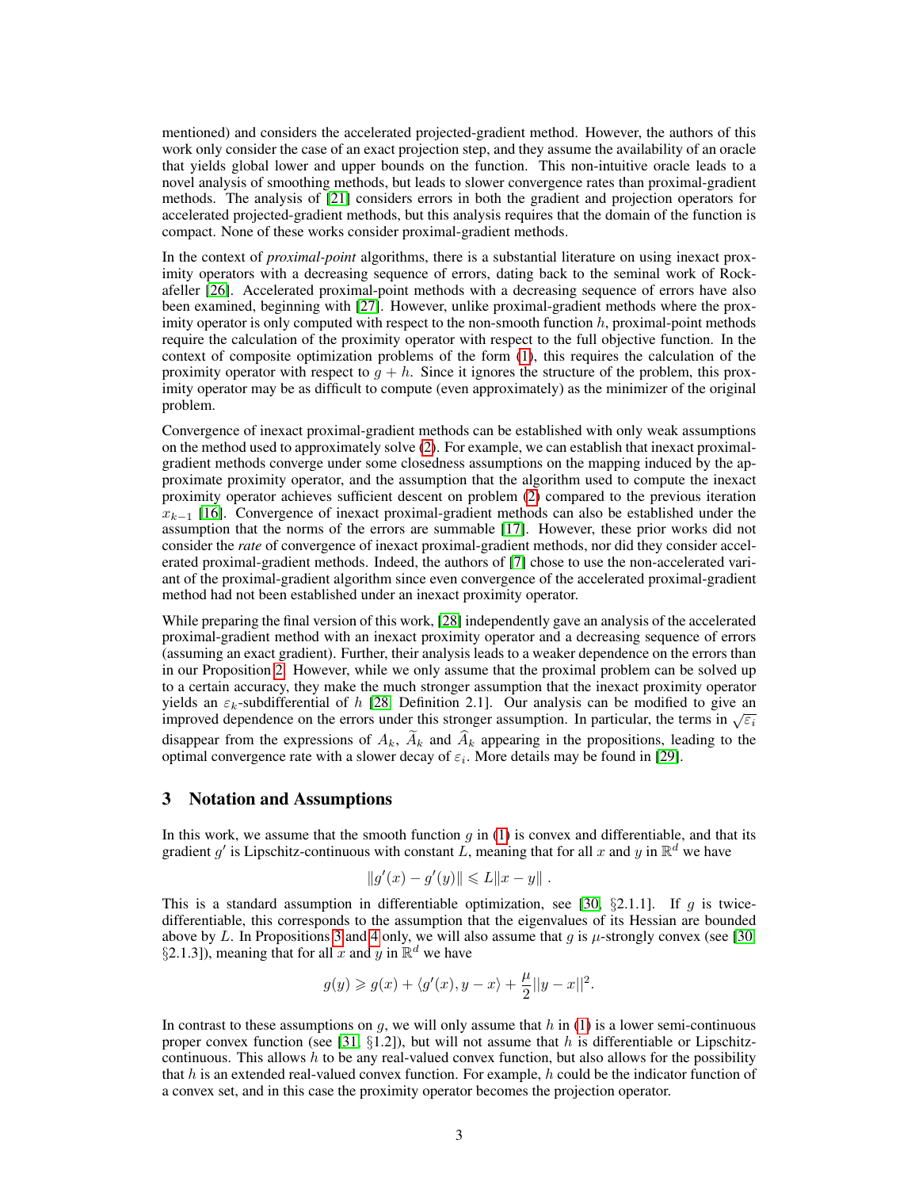mentioned) and considers the accelerated projected-gradient method. However, the authors of this work only consider the case of an exact projection step, and they assume the availability of an oracle that yields global lower and upper bounds on the function. This non-intuitive oracle leads to a novel analysis of smoothing methods, but leads to slower convergence rates than proximal-gradient methods. The analysis of [21] considers errors in both the gradient and projection operators for accelerated projected-gradient methods, but this analysis requires that the domain of the function is compact. None of these works consider proximal-gradient methods.

In the context of *proximal-point* algorithms, there is a substantial literature on using inexact proximity operators with a decreasing sequence of errors, dating back to the seminal work of Rockafeller [26]. Accelerated proximal-point methods with a decreasing sequence of errors have also been examined, beginning with [27]. However, unlike proximal-gradient methods where the proximity operator is only computed with respect to the non-smooth function $h$, proximal-point methods require the calculation of the proximity operator with respect to the full objective function. In the context of composite optimization problems of the form (1), this requires the calculation of the proximity operator with respect to $g + h$. Since it ignores the structure of the problem, this proximity operator may be as difficult to compute (even approximately) as the minimizer of the original problem.

Convergence of inexact proximal-gradient methods can be established with only weak assumptions on the method used to approximately solve (2). For example, we can establish that inexact proximal-gradient methods converge under some closedness assumptions on the mapping induced by the approximate proximity operator, and the assumption that the algorithm used to compute the inexact proximity operator achieves sufficient descent on problem (2) compared to the previous iteration $x_{k-1}$ [16]. Convergence of inexact proximal-gradient methods can also be established under the assumption that the norms of the errors are summable [17]. However, these prior works did not consider the *rate* of convergence of inexact proximal-gradient methods, nor did they consider accelerated proximal-gradient methods. Indeed, the authors of [7] chose to use the non-accelerated variant of the proximal-gradient algorithm since even convergence of the accelerated proximal-gradient method had not been established under an inexact proximity operator.

While preparing the final version of this work, [28] independently gave an analysis of the accelerated proximal-gradient method with an inexact proximity operator and a decreasing sequence of errors (assuming an exact gradient). Further, their analysis leads to a weaker dependence on the errors than in our Proposition 2. However, while we only assume that the proximal problem can be solved up to a certain accuracy, they make the much stronger assumption that the inexact proximity operator yields an $\varepsilon_k$-subdifferential of $h$ [28, Definition 2.1]. Our analysis can be modified to give an improved dependence on the errors under this stronger assumption. In particular, the terms in $\sqrt{\varepsilon_i}$ disappear from the expressions of $A_k$, $\widetilde{A}_k$ and $\widehat{A}_k$ appearing in the propositions, leading to the optimal convergence rate with a slower decay of $\varepsilon_i$. More details may be found in [29].

# 3 Notation and Assumptions

In this work, we assume that the smooth function $g$ in (1) is convex and differentiable, and that its gradient $g'$ is Lipschitz-continuous with constant $L$, meaning that for all $x$ and $y$ in $\mathbb{R}^d$ we have

$$\|g'(x) - g'(y)\| \leqslant L\|x - y\| \ .$$

This is a standard assumption in differentiable optimization, see [30, §2.1.1]. If $g$ is twice-differentiable, this corresponds to the assumption that the eigenvalues of its Hessian are bounded above by $L$. In Propositions 3 and 4 only, we will also assume that $g$ is $\mu$-strongly convex (see [30, §2.1.3]), meaning that for all $x$ and $y$ in $\mathbb{R}^d$ we have

$$g(y) \geqslant g(x) + \langle g'(x), y - x\rangle + \frac{\mu}{2}||y - x||^2.$$

In contrast to these assumptions on $g$, we will only assume that $h$ in (1) is a lower semi-continuous proper convex function (see [31, §1.2]), but will not assume that $h$ is differentiable or Lipschitz-continuous. This allows $h$ to be any real-valued convex function, but also allows for the possibility that $h$ is an extended real-valued convex function. For example, $h$ could be the indicator function of a convex set, and in this case the proximity operator becomes the projection operator.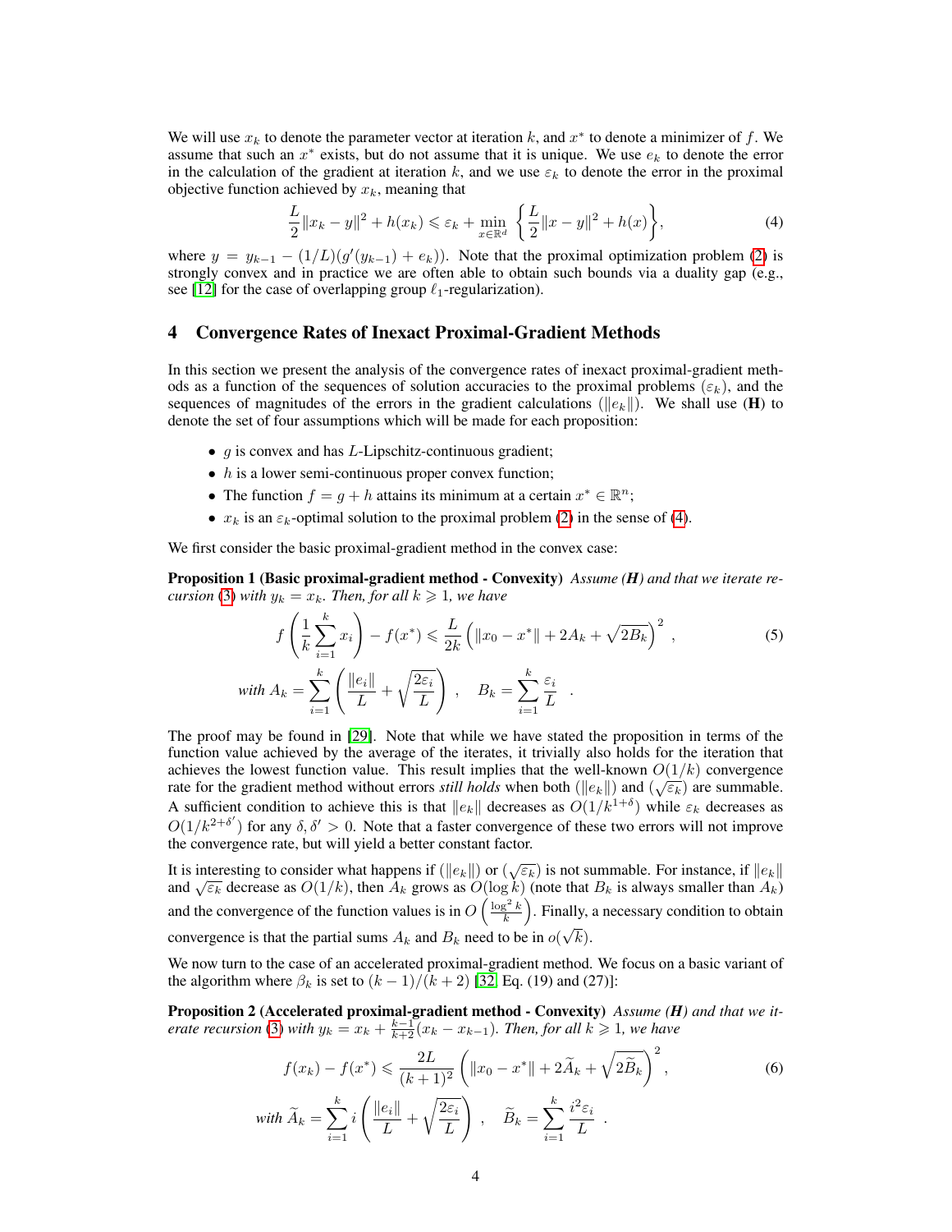We will use $x_k$ to denote the parameter vector at iteration $k$, and $x^*$ to denote a minimizer of $f$. We assume that such an $x^*$ exists, but do not assume that it is unique. We use $e_k$ to denote the error in the calculation of the gradient at iteration $k$, and we use $\varepsilon_k$ to denote the error in the proximal objective function achieved by $x_k$, meaning that

$$\frac{L}{2}\|x_k - y\|^2 + h(x_k) \leqslant \varepsilon_k + \min_{x \in \mathbb{R}^d} \left\{ \frac{L}{2}\|x - y\|^2 + h(x) \right\}, \tag{4}$$

where $y = y_{k-1} - (1/L)(g'(y_{k-1}) + e_k))$. Note that the proximal optimization problem (2) is strongly convex and in practice we are often able to obtain such bounds via a duality gap (e.g., see [12] for the case of overlapping group $\ell_1$-regularization).

# 4 Convergence Rates of Inexact Proximal-Gradient Methods

In this section we present the analysis of the convergence rates of inexact proximal-gradient methods as a function of the sequences of solution accuracies to the proximal problems $(\varepsilon_k)$, and the sequences of magnitudes of the errors in the gradient calculations $(\|e_k\|)$. We shall use **(H)** to denote the set of four assumptions which will be made for each proposition:

- $g$ is convex and has $L$-Lipschitz-continuous gradient;
- $h$ is a lower semi-continuous proper convex function;
- The function $f = g + h$ attains its minimum at a certain $x^* \in \mathbb{R}^n$;
- $x_k$ is an $\varepsilon_k$-optimal solution to the proximal problem (2) in the sense of (4).

We first consider the basic proximal-gradient method in the convex case:

**Proposition 1 (Basic proximal-gradient method - Convexity)** *Assume **(H)** and that we iterate recursion (3) with $y_k = x_k$. Then, for all $k \geqslant 1$, we have*

$$f\left(\frac{1}{k}\sum_{i=1}^{k} x_i\right) - f(x^*) \leqslant \frac{L}{2k}\left(\|x_0 - x^*\| + 2A_k + \sqrt{2B_k}\right)^2 , \tag{5}$$

$$\textit{with } A_k = \sum_{i=1}^{k}\left(\frac{\|e_i\|}{L} + \sqrt{\frac{2\varepsilon_i}{L}}\right) , \quad B_k = \sum_{i=1}^{k}\frac{\varepsilon_i}{L} .$$

The proof may be found in [29]. Note that while we have stated the proposition in terms of the function value achieved by the average of the iterates, it trivially also holds for the iteration that achieves the lowest function value. This result implies that the well-known $O(1/k)$ convergence rate for the gradient method without errors *still holds* when both $(\|e_k\|)$ and $(\sqrt{\varepsilon_k})$ are summable. A sufficient condition to achieve this is that $\|e_k\|$ decreases as $O(1/k^{1+\delta})$ while $\varepsilon_k$ decreases as $O(1/k^{2+\delta'})$ for any $\delta, \delta' > 0$. Note that a faster convergence of these two errors will not improve the convergence rate, but will yield a better constant factor.

It is interesting to consider what happens if $(\|e_k\|)$ or $(\sqrt{\varepsilon_k})$ is not summable. For instance, if $\|e_k\|$ and $\sqrt{\varepsilon_k}$ decrease as $O(1/k)$, then $A_k$ grows as $O(\log k)$ (note that $B_k$ is always smaller than $A_k$) and the convergence of the function values is in $O\left(\frac{\log^2 k}{k}\right)$. Finally, a necessary condition to obtain convergence is that the partial sums $A_k$ and $B_k$ need to be in $o(\sqrt{k})$.

We now turn to the case of an accelerated proximal-gradient method. We focus on a basic variant of the algorithm where $\beta_k$ is set to $(k-1)/(k+2)$ [32, Eq. (19) and (27)]:

**Proposition 2 (Accelerated proximal-gradient method - Convexity)** *Assume **(H)** and that we iterate recursion (3) with $y_k = x_k + \frac{k-1}{k+2}(x_k - x_{k-1})$. Then, for all $k \geqslant 1$, we have*

$$f(x_k) - f(x^*) \leqslant \frac{2L}{(k+1)^2}\left(\|x_0 - x^*\| + 2\widetilde{A}_k + \sqrt{2\widetilde{B}_k}\right)^2 , \tag{6}$$

$$\textit{with } \widetilde{A}_k = \sum_{i=1}^{k} i\left(\frac{\|e_i\|}{L} + \sqrt{\frac{2\varepsilon_i}{L}}\right) , \quad \widetilde{B}_k = \sum_{i=1}^{k}\frac{i^2\varepsilon_i}{L} .$$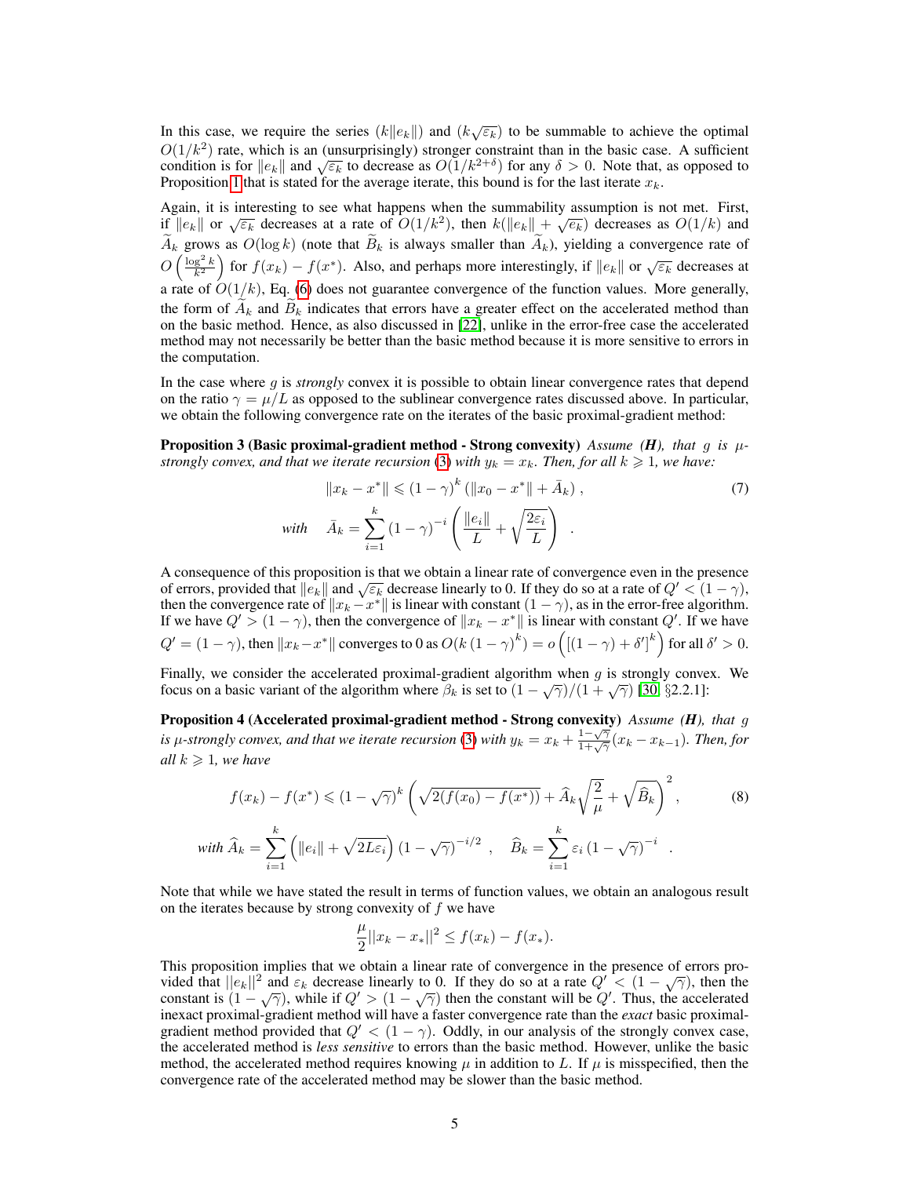In this case, we require the series $(k\|e_k\|)$ and $(k\sqrt{\varepsilon_k})$ to be summable to achieve the optimal $O(1/k^2)$ rate, which is an (unsurprisingly) stronger constraint than in the basic case. A sufficient condition is for $\|e_k\|$ and $\sqrt{\varepsilon_k}$ to decrease as $O(1/k^{2+\delta})$ for any $\delta > 0$. Note that, as opposed to Proposition 1 that is stated for the average iterate, this bound is for the last iterate $x_k$.

Again, it is interesting to see what happens when the summability assumption is not met. First, if $\|e_k\|$ or $\sqrt{\varepsilon_k}$ decreases at a rate of $O(1/k^2)$, then $k(\|e_k\| + \sqrt{e_k})$ decreases as $O(1/k)$ and $\widetilde{A}_k$ grows as $O(\log k)$ (note that $\widetilde{B}_k$ is always smaller than $\widetilde{A}_k$), yielding a convergence rate of $O\left(\frac{\log^2 k}{k^2}\right)$ for $f(x_k) - f(x^*)$. Also, and perhaps more interestingly, if $\|e_k\|$ or $\sqrt{\varepsilon_k}$ decreases at a rate of $O(1/k)$, Eq. (6) does not guarantee convergence of the function values. More generally, the form of $\widetilde{A}_k$ and $\widetilde{B}_k$ indicates that errors have a greater effect on the accelerated method than on the basic method. Hence, as also discussed in [22], unlike in the error-free case the accelerated method may not necessarily be better than the basic method because it is more sensitive to errors in the computation.

In the case where $g$ is *strongly* convex it is possible to obtain linear convergence rates that depend on the ratio $\gamma = \mu/L$ as opposed to the sublinear convergence rates discussed above. In particular, we obtain the following convergence rate on the iterates of the basic proximal-gradient method:

**Proposition 3 (Basic proximal-gradient method - Strong convexity)** *Assume **(H)**, that $g$ is $\mu$-strongly convex, and that we iterate recursion (3) with $y_k = x_k$. Then, for all $k \geqslant 1$, we have:*

$$\|x_k - x^*\| \leqslant (1-\gamma)^k \left(\|x_0 - x^*\| + \bar{A}_k\right), \tag{7}$$

$$\textit{with} \quad \bar{A}_k = \sum_{i=1}^{k} (1-\gamma)^{-i} \left( \frac{\|e_i\|}{L} + \sqrt{\frac{2\varepsilon_i}{L}} \right) \quad .$$

A consequence of this proposition is that we obtain a linear rate of convergence even in the presence of errors, provided that $\|e_k\|$ and $\sqrt{\varepsilon_k}$ decrease linearly to 0. If they do so at a rate of $Q' < (1-\gamma)$, then the convergence rate of $\|x_k - x^*\|$ is linear with constant $(1-\gamma)$, as in the error-free algorithm. If we have $Q' > (1-\gamma)$, then the convergence of $\|x_k - x^*\|$ is linear with constant $Q'$. If we have $Q' = (1-\gamma)$, then $\|x_k - x^*\|$ converges to 0 as $O(k\,(1-\gamma)^k) = o\left([(1-\gamma) + \delta']^k\right)$ for all $\delta' > 0$.

Finally, we consider the accelerated proximal-gradient algorithm when $g$ is strongly convex. We focus on a basic variant of the algorithm where $\beta_k$ is set to $(1-\sqrt{\gamma})/(1+\sqrt{\gamma})$ [30, §2.2.1]:

**Proposition 4 (Accelerated proximal-gradient method - Strong convexity)** *Assume **(H)**, that $g$ is $\mu$-strongly convex, and that we iterate recursion (3) with $y_k = x_k + \frac{1-\sqrt{\gamma}}{1+\sqrt{\gamma}}(x_k - x_{k-1})$. Then, for all $k \geqslant 1$, we have*

$$f(x_k) - f(x^*) \leqslant (1-\sqrt{\gamma})^k \left( \sqrt{2(f(x_0) - f(x^*))} + \widehat{A}_k \sqrt{\frac{2}{\mu}} + \sqrt{\widehat{B}_k} \right)^2, \tag{8}$$

$$\textit{with} \ \widehat{A}_k = \sum_{i=1}^{k} \left( \|e_i\| + \sqrt{2L\varepsilon_i} \right) (1-\sqrt{\gamma})^{-i/2} \ , \quad \widehat{B}_k = \sum_{i=1}^{k} \varepsilon_i \,(1-\sqrt{\gamma})^{-i} \quad .$$

Note that while we have stated the result in terms of function values, we obtain an analogous result on the iterates because by strong convexity of $f$ we have

$$\frac{\mu}{2}||x_k - x_*||^2 \leq f(x_k) - f(x_*).$$

This proposition implies that we obtain a linear rate of convergence in the presence of errors provided that $||e_k||^2$ and $\varepsilon_k$ decrease linearly to 0. If they do so at a rate $Q' < (1-\sqrt{\gamma})$, then the constant is $(1-\sqrt{\gamma})$, while if $Q' > (1-\sqrt{\gamma})$ then the constant will be $Q'$. Thus, the accelerated inexact proximal-gradient method will have a faster convergence rate than the *exact* basic proximal-gradient method provided that $Q' < (1-\gamma)$. Oddly, in our analysis of the strongly convex case, the accelerated method is *less sensitive* to errors than the basic method. However, unlike the basic method, the accelerated method requires knowing $\mu$ in addition to $L$. If $\mu$ is misspecified, then the convergence rate of the accelerated method may be slower than the basic method.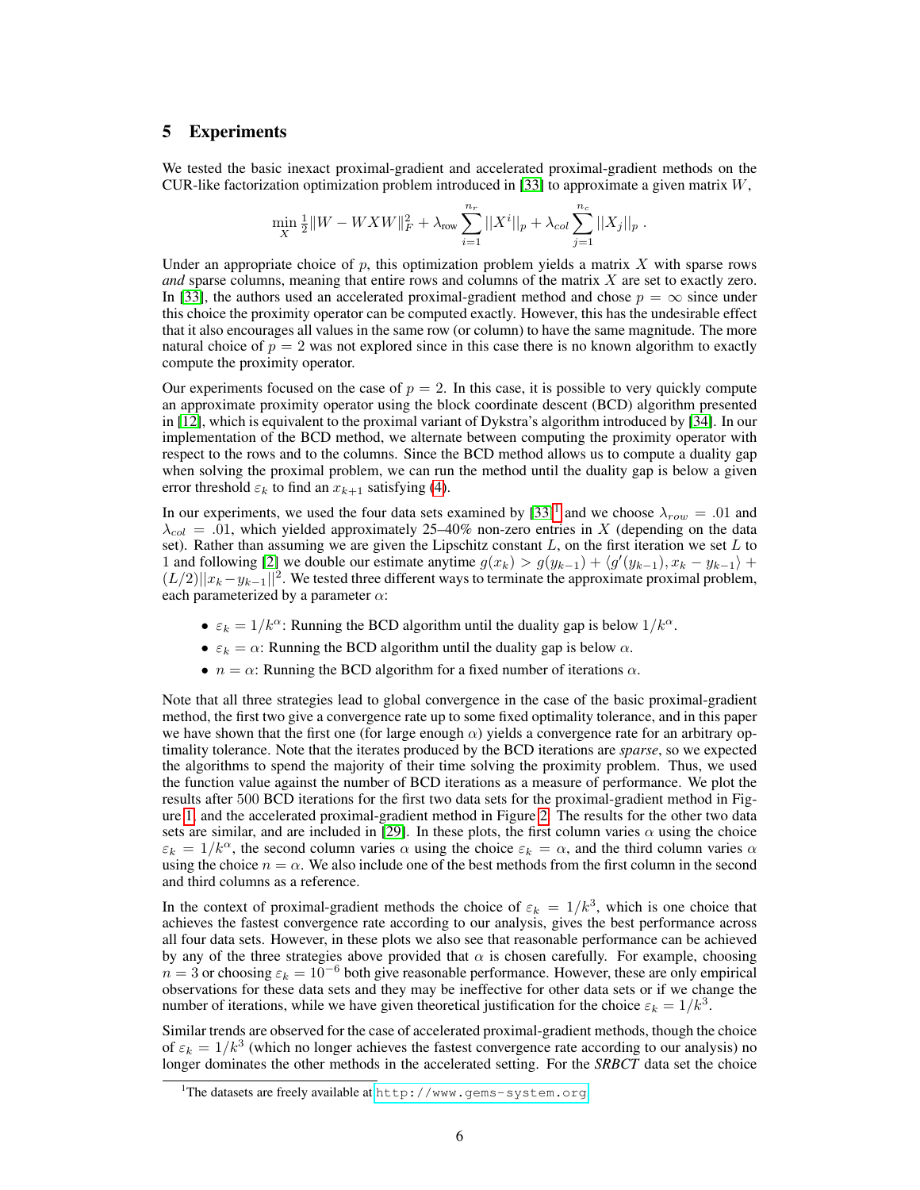## 5 Experiments

We tested the basic inexact proximal-gradient and accelerated proximal-gradient methods on the CUR-like factorization optimization problem introduced in [33] to approximate a given matrix $W$,

$$\min_X \tfrac{1}{2}\|W - WXW\|_F^2 + \lambda_{\text{row}} \sum_{i=1}^{n_r} ||X^i||_p + \lambda_{col} \sum_{j=1}^{n_c} ||X_j||_p \; .$$

Under an appropriate choice of $p$, this optimization problem yields a matrix $X$ with sparse rows *and* sparse columns, meaning that entire rows and columns of the matrix $X$ are set to exactly zero. In [33], the authors used an accelerated proximal-gradient method and chose $p = \infty$ since under this choice the proximity operator can be computed exactly. However, this has the undesirable effect that it also encourages all values in the same row (or column) to have the same magnitude. The more natural choice of $p = 2$ was not explored since in this case there is no known algorithm to exactly compute the proximity operator.

Our experiments focused on the case of $p = 2$. In this case, it is possible to very quickly compute an approximate proximity operator using the block coordinate descent (BCD) algorithm presented in [12], which is equivalent to the proximal variant of Dykstra's algorithm introduced by [34]. In our implementation of the BCD method, we alternate between computing the proximity operator with respect to the rows and to the columns. Since the BCD method allows us to compute a duality gap when solving the proximal problem, we can run the method until the duality gap is below a given error threshold $\varepsilon_k$ to find an $x_{k+1}$ satisfying (4).

In our experiments, we used the four data sets examined by [33][1] and we choose $\lambda_{row} = .01$ and $\lambda_{col} = .01$, which yielded approximately 25–40% non-zero entries in $X$ (depending on the data set). Rather than assuming we are given the Lipschitz constant $L$, on the first iteration we set $L$ to 1 and following [2] we double our estimate anytime $g(x_k) > g(y_{k-1}) + \langle g'(y_{k-1}), x_k - y_{k-1}\rangle + (L/2)||x_k - y_{k-1}||^2$. We tested three different ways to terminate the approximate proximal problem, each parameterized by a parameter $\alpha$:

- $\varepsilon_k = 1/k^\alpha$: Running the BCD algorithm until the duality gap is below $1/k^\alpha$.
- $\varepsilon_k = \alpha$: Running the BCD algorithm until the duality gap is below $\alpha$.
- $n = \alpha$: Running the BCD algorithm for a fixed number of iterations $\alpha$.

Note that all three strategies lead to global convergence in the case of the basic proximal-gradient method, the first two give a convergence rate up to some fixed optimality tolerance, and in this paper we have shown that the first one (for large enough $\alpha$) yields a convergence rate for an arbitrary optimality tolerance. Note that the iterates produced by the BCD iterations are *sparse*, so we expected the algorithms to spend the majority of their time solving the proximity problem. Thus, we used the function value against the number of BCD iterations as a measure of performance. We plot the results after 500 BCD iterations for the first two data sets for the proximal-gradient method in Figure 1, and the accelerated proximal-gradient method in Figure 2. The results for the other two data sets are similar, and are included in [29]. In these plots, the first column varies $\alpha$ using the choice $\varepsilon_k = 1/k^\alpha$, the second column varies $\alpha$ using the choice $\varepsilon_k = \alpha$, and the third column varies $\alpha$ using the choice $n = \alpha$. We also include one of the best methods from the first column in the second and third columns as a reference.

In the context of proximal-gradient methods the choice of $\varepsilon_k = 1/k^3$, which is one choice that achieves the fastest convergence rate according to our analysis, gives the best performance across all four data sets. However, in these plots we also see that reasonable performance can be achieved by any of the three strategies above provided that $\alpha$ is chosen carefully. For example, choosing $n = 3$ or choosing $\varepsilon_k = 10^{-6}$ both give reasonable performance. However, these are only empirical observations for these data sets and they may be ineffective for other data sets or if we change the number of iterations, while we have given theoretical justification for the choice $\varepsilon_k = 1/k^3$.

Similar trends are observed for the case of accelerated proximal-gradient methods, though the choice of $\varepsilon_k = 1/k^3$ (which no longer achieves the fastest convergence rate according to our analysis) no longer dominates the other methods in the accelerated setting. For the *SRBCT* data set the choice

[1] The datasets are freely available at http://www.gems-system.org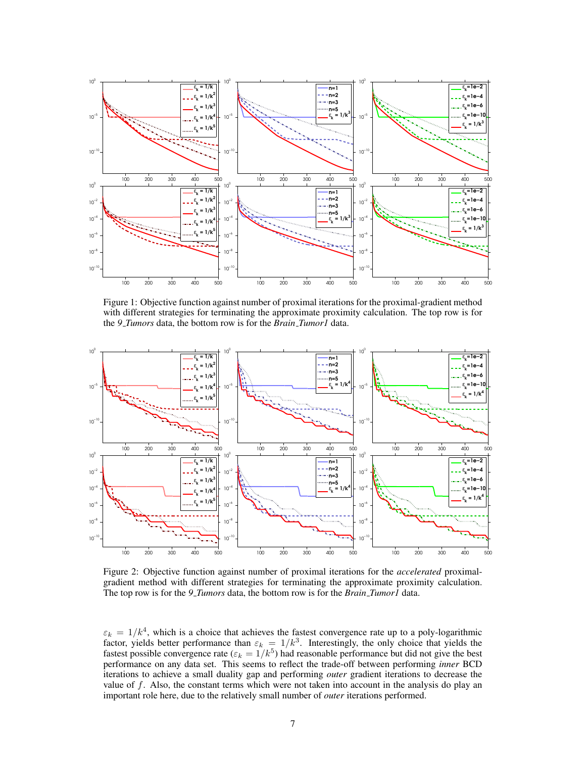Figure 1: Objective function against number of proximal iterations for the proximal-gradient method with different strategies for terminating the approximate proximity calculation. The top row is for the *9_Tumors* data, the bottom row is for the *Brain_Tumor1* data.

Figure 2: Objective function against number of proximal iterations for the *accelerated* proximal-gradient method with different strategies for terminating the approximate proximity calculation. The top row is for the *9_Tumors* data, the bottom row is for the *Brain_Tumor1* data.

$\varepsilon_k = 1/k^4$, which is a choice that achieves the fastest convergence rate up to a poly-logarithmic factor, yields better performance than $\varepsilon_k = 1/k^3$. Interestingly, the only choice that yields the fastest possible convergence rate ($\varepsilon_k = 1/k^5$) had reasonable performance but did not give the best performance on any data set. This seems to reflect the trade-off between performing *inner* BCD iterations to achieve a small duality gap and performing *outer* gradient iterations to decrease the value of $f$. Also, the constant terms which were not taken into account in the analysis do play an important role here, due to the relatively small number of *outer* iterations performed.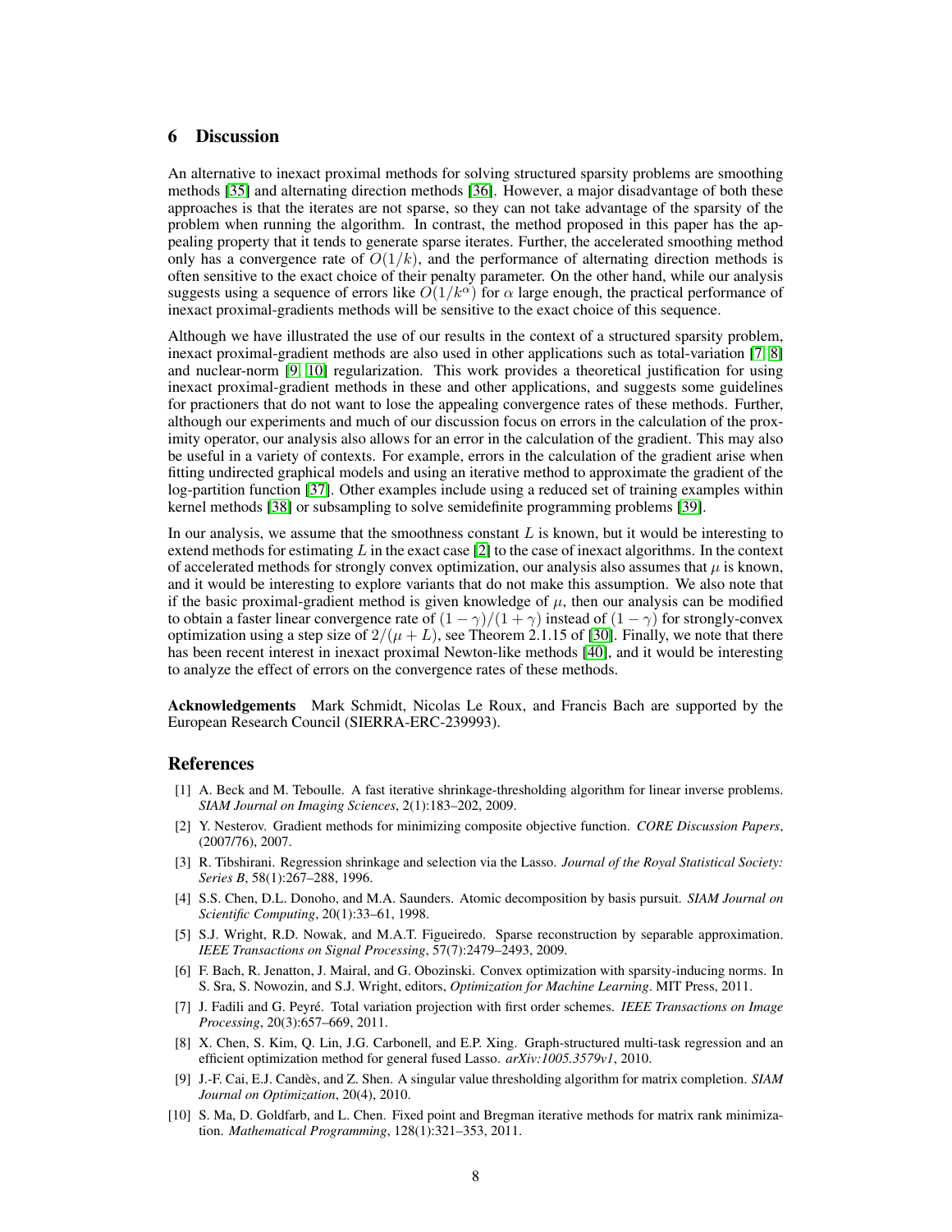## 6 Discussion

An alternative to inexact proximal methods for solving structured sparsity problems are smoothing methods [35] and alternating direction methods [36]. However, a major disadvantage of both these approaches is that the iterates are not sparse, so they can not take advantage of the sparsity of the problem when running the algorithm. In contrast, the method proposed in this paper has the appealing property that it tends to generate sparse iterates. Further, the accelerated smoothing method only has a convergence rate of $O(1/k)$, and the performance of alternating direction methods is often sensitive to the exact choice of their penalty parameter. On the other hand, while our analysis suggests using a sequence of errors like $O(1/k^\alpha)$ for $\alpha$ large enough, the practical performance of inexact proximal-gradients methods will be sensitive to the exact choice of this sequence.

Although we have illustrated the use of our results in the context of a structured sparsity problem, inexact proximal-gradient methods are also used in other applications such as total-variation [7, 8] and nuclear-norm [9, 10] regularization. This work provides a theoretical justification for using inexact proximal-gradient methods in these and other applications, and suggests some guidelines for practioners that do not want to lose the appealing convergence rates of these methods. Further, although our experiments and much of our discussion focus on errors in the calculation of the proximity operator, our analysis also allows for an error in the calculation of the gradient. This may also be useful in a variety of contexts. For example, errors in the calculation of the gradient arise when fitting undirected graphical models and using an iterative method to approximate the gradient of the log-partition function [37]. Other examples include using a reduced set of training examples within kernel methods [38] or subsampling to solve semidefinite programming problems [39].

In our analysis, we assume that the smoothness constant $L$ is known, but it would be interesting to extend methods for estimating $L$ in the exact case [2] to the case of inexact algorithms. In the context of accelerated methods for strongly convex optimization, our analysis also assumes that $\mu$ is known, and it would be interesting to explore variants that do not make this assumption. We also note that if the basic proximal-gradient method is given knowledge of $\mu$, then our analysis can be modified to obtain a faster linear convergence rate of $(1 - \gamma)/(1 + \gamma)$ instead of $(1 - \gamma)$ for strongly-convex optimization using a step size of $2/(\mu + L)$, see Theorem 2.1.15 of [30]. Finally, we note that there has been recent interest in inexact proximal Newton-like methods [40], and it would be interesting to analyze the effect of errors on the convergence rates of these methods.

**Acknowledgements** Mark Schmidt, Nicolas Le Roux, and Francis Bach are supported by the European Research Council (SIERRA-ERC-239993).

## References

[1] A. Beck and M. Teboulle. A fast iterative shrinkage-thresholding algorithm for linear inverse problems. *SIAM Journal on Imaging Sciences*, 2(1):183–202, 2009.

[2] Y. Nesterov. Gradient methods for minimizing composite objective function. *CORE Discussion Papers*, (2007/76), 2007.

[3] R. Tibshirani. Regression shrinkage and selection via the Lasso. *Journal of the Royal Statistical Society: Series B*, 58(1):267–288, 1996.

[4] S.S. Chen, D.L. Donoho, and M.A. Saunders. Atomic decomposition by basis pursuit. *SIAM Journal on Scientific Computing*, 20(1):33–61, 1998.

[5] S.J. Wright, R.D. Nowak, and M.A.T. Figueiredo. Sparse reconstruction by separable approximation. *IEEE Transactions on Signal Processing*, 57(7):2479–2493, 2009.

[6] F. Bach, R. Jenatton, J. Mairal, and G. Obozinski. Convex optimization with sparsity-inducing norms. In S. Sra, S. Nowozin, and S.J. Wright, editors, *Optimization for Machine Learning*. MIT Press, 2011.

[7] J. Fadili and G. Peyré. Total variation projection with first order schemes. *IEEE Transactions on Image Processing*, 20(3):657–669, 2011.

[8] X. Chen, S. Kim, Q. Lin, J.G. Carbonell, and E.P. Xing. Graph-structured multi-task regression and an efficient optimization method for general fused Lasso. *arXiv:1005.3579v1*, 2010.

[9] J.-F. Cai, E.J. Candès, and Z. Shen. A singular value thresholding algorithm for matrix completion. *SIAM Journal on Optimization*, 20(4), 2010.

[10] S. Ma, D. Goldfarb, and L. Chen. Fixed point and Bregman iterative methods for matrix rank minimization. *Mathematical Programming*, 128(1):321–353, 2011.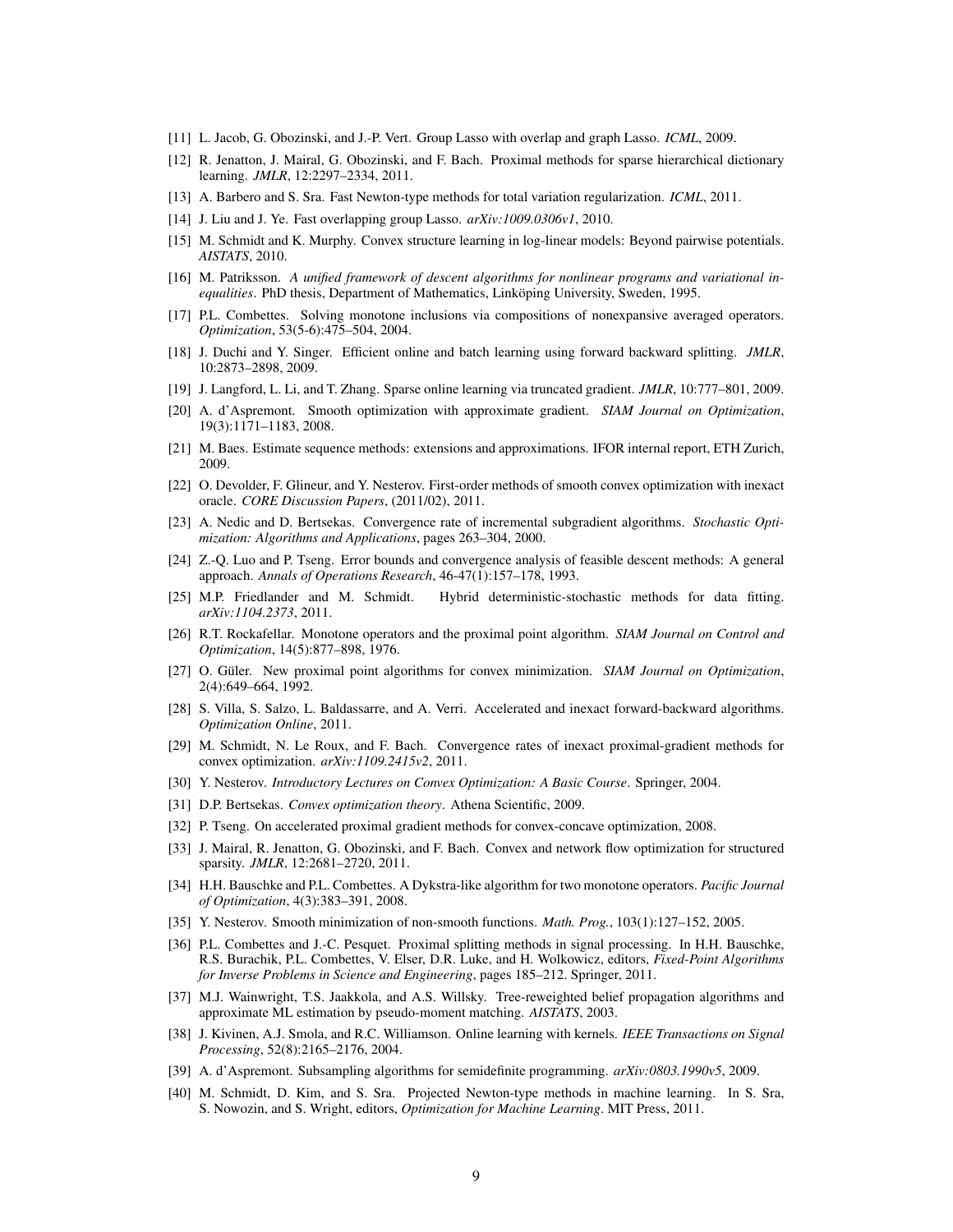[11] L. Jacob, G. Obozinski, and J.-P. Vert. Group Lasso with overlap and graph Lasso. *ICML*, 2009.

[12] R. Jenatton, J. Mairal, G. Obozinski, and F. Bach. Proximal methods for sparse hierarchical dictionary learning. *JMLR*, 12:2297–2334, 2011.

[13] A. Barbero and S. Sra. Fast Newton-type methods for total variation regularization. *ICML*, 2011.

[14] J. Liu and J. Ye. Fast overlapping group Lasso. *arXiv:1009.0306v1*, 2010.

[15] M. Schmidt and K. Murphy. Convex structure learning in log-linear models: Beyond pairwise potentials. *AISTATS*, 2010.

[16] M. Patriksson. *A unified framework of descent algorithms for nonlinear programs and variational inequalities*. PhD thesis, Department of Mathematics, Linköping University, Sweden, 1995.

[17] P.L. Combettes. Solving monotone inclusions via compositions of nonexpansive averaged operators. *Optimization*, 53(5-6):475–504, 2004.

[18] J. Duchi and Y. Singer. Efficient online and batch learning using forward backward splitting. *JMLR*, 10:2873–2898, 2009.

[19] J. Langford, L. Li, and T. Zhang. Sparse online learning via truncated gradient. *JMLR*, 10:777–801, 2009.

[20] A. d'Aspremont. Smooth optimization with approximate gradient. *SIAM Journal on Optimization*, 19(3):1171–1183, 2008.

[21] M. Baes. Estimate sequence methods: extensions and approximations. IFOR internal report, ETH Zurich, 2009.

[22] O. Devolder, F. Glineur, and Y. Nesterov. First-order methods of smooth convex optimization with inexact oracle. *CORE Discussion Papers*, (2011/02), 2011.

[23] A. Nedic and D. Bertsekas. Convergence rate of incremental subgradient algorithms. *Stochastic Optimization: Algorithms and Applications*, pages 263–304, 2000.

[24] Z.-Q. Luo and P. Tseng. Error bounds and convergence analysis of feasible descent methods: A general approach. *Annals of Operations Research*, 46-47(1):157–178, 1993.

[25] M.P. Friedlander and M. Schmidt. Hybrid deterministic-stochastic methods for data fitting. *arXiv:1104.2373*, 2011.

[26] R.T. Rockafellar. Monotone operators and the proximal point algorithm. *SIAM Journal on Control and Optimization*, 14(5):877–898, 1976.

[27] O. Güler. New proximal point algorithms for convex minimization. *SIAM Journal on Optimization*, 2(4):649–664, 1992.

[28] S. Villa, S. Salzo, L. Baldassarre, and A. Verri. Accelerated and inexact forward-backward algorithms. *Optimization Online*, 2011.

[29] M. Schmidt, N. Le Roux, and F. Bach. Convergence rates of inexact proximal-gradient methods for convex optimization. *arXiv:1109.2415v2*, 2011.

[30] Y. Nesterov. *Introductory Lectures on Convex Optimization: A Basic Course*. Springer, 2004.

[31] D.P. Bertsekas. *Convex optimization theory*. Athena Scientific, 2009.

[32] P. Tseng. On accelerated proximal gradient methods for convex-concave optimization, 2008.

[33] J. Mairal, R. Jenatton, G. Obozinski, and F. Bach. Convex and network flow optimization for structured sparsity. *JMLR*, 12:2681–2720, 2011.

[34] H.H. Bauschke and P.L. Combettes. A Dykstra-like algorithm for two monotone operators. *Pacific Journal of Optimization*, 4(3):383–391, 2008.

[35] Y. Nesterov. Smooth minimization of non-smooth functions. *Math. Prog.*, 103(1):127–152, 2005.

[36] P.L. Combettes and J.-C. Pesquet. Proximal splitting methods in signal processing. In H.H. Bauschke, R.S. Burachik, P.L. Combettes, V. Elser, D.R. Luke, and H. Wolkowicz, editors, *Fixed-Point Algorithms for Inverse Problems in Science and Engineering*, pages 185–212. Springer, 2011.

[37] M.J. Wainwright, T.S. Jaakkola, and A.S. Willsky. Tree-reweighted belief propagation algorithms and approximate ML estimation by pseudo-moment matching. *AISTATS*, 2003.

[38] J. Kivinen, A.J. Smola, and R.C. Williamson. Online learning with kernels. *IEEE Transactions on Signal Processing*, 52(8):2165–2176, 2004.

[39] A. d'Aspremont. Subsampling algorithms for semidefinite programming. *arXiv:0803.1990v5*, 2009.

[40] M. Schmidt, D. Kim, and S. Sra. Projected Newton-type methods in machine learning. In S. Sra, S. Nowozin, and S. Wright, editors, *Optimization for Machine Learning*. MIT Press, 2011.